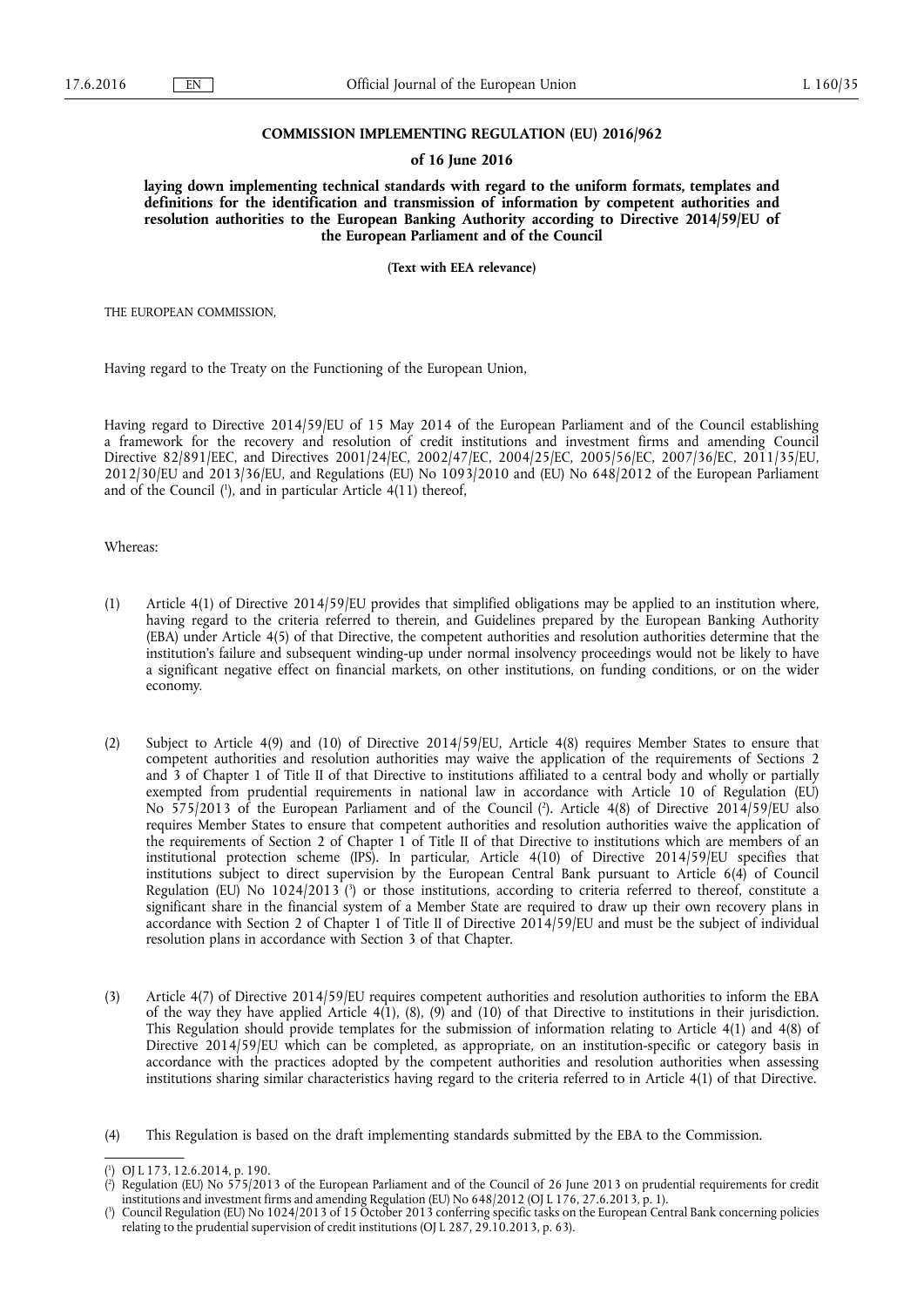**COMMISSION IMPLEMENTING REGULATION (EU) 2016/962**

**of 16 June 2016**

**laying down implementing technical standards with regard to the uniform formats, templates and definitions for the identification and transmission of information by competent authorities and resolution authorities to the European Banking Authority according to Directive 2014/59/EU of the European Parliament and of the Council**

**(Text with EEA relevance)**

THE EUROPEAN COMMISSION,

Having regard to the Treaty on the Functioning of the European Union,

Having regard to Directive 2014/59/EU of 15 May 2014 of the European Parliament and of the Council establishing a framework for the recovery and resolution of credit institutions and investment firms and amending Council Directive 82/891/EEC, and Directives 2001/24/EC, 2002/47/EC, 2004/25/EC, 2005/56/EC, 2007/36/EC, 2011/35/EU, 2012/30/EU and 2013/36/EU, and Regulations (EU) No 1093/2010 and (EU) No 648/2012 of the European Parliament and of the Council [1], and in particular Article 4(11) thereof,

Whereas:

(1) Article 4(1) of Directive 2014/59/EU provides that simplified obligations may be applied to an institution where, having regard to the criteria referred to therein, and Guidelines prepared by the European Banking Authority (EBA) under Article 4(5) of that Directive, the competent authorities and resolution authorities determine that the institution's failure and subsequent winding-up under normal insolvency proceedings would not be likely to have a significant negative effect on financial markets, on other institutions, on funding conditions, or on the wider economy.

(2) Subject to Article 4(9) and (10) of Directive 2014/59/EU, Article 4(8) requires Member States to ensure that competent authorities and resolution authorities may waive the application of the requirements of Sections 2 and 3 of Chapter 1 of Title II of that Directive to institutions affiliated to a central body and wholly or partially exempted from prudential requirements in national law in accordance with Article 10 of Regulation (EU) No 575/2013 of the European Parliament and of the Council [2]. Article 4(8) of Directive 2014/59/EU also requires Member States to ensure that competent authorities and resolution authorities waive the application of the requirements of Section 2 of Chapter 1 of Title II of that Directive to institutions which are members of an institutional protection scheme (IPS). In particular, Article 4(10) of Directive 2014/59/EU specifies that institutions subject to direct supervision by the European Central Bank pursuant to Article 6(4) of Council Regulation (EU) No 1024/2013 [3] or those institutions, according to criteria referred to thereof, constitute a significant share in the financial system of a Member State are required to draw up their own recovery plans in accordance with Section 2 of Chapter 1 of Title II of Directive 2014/59/EU and must be the subject of individual resolution plans in accordance with Section 3 of that Chapter.

(3) Article 4(7) of Directive 2014/59/EU requires competent authorities and resolution authorities to inform the EBA of the way they have applied Article 4(1), (8), (9) and (10) of that Directive to institutions in their jurisdiction. This Regulation should provide templates for the submission of information relating to Article 4(1) and 4(8) of Directive 2014/59/EU which can be completed, as appropriate, on an institution-specific or category basis in accordance with the practices adopted by the competent authorities and resolution authorities when assessing institutions sharing similar characteristics having regard to the criteria referred to in Article 4(1) of that Directive.

(4) This Regulation is based on the draft implementing standards submitted by the EBA to the Commission.

---

[1] OJ L 173, 12.6.2014, p. 190.

[2] Regulation (EU) No 575/2013 of the European Parliament and of the Council of 26 June 2013 on prudential requirements for credit institutions and investment firms and amending Regulation (EU) No 648/2012 (OJ L 176, 27.6.2013, p. 1).

[3] Council Regulation (EU) No 1024/2013 of 15 October 2013 conferring specific tasks on the European Central Bank concerning policies relating to the prudential supervision of credit institutions (OJ L 287, 29.10.2013, p. 63).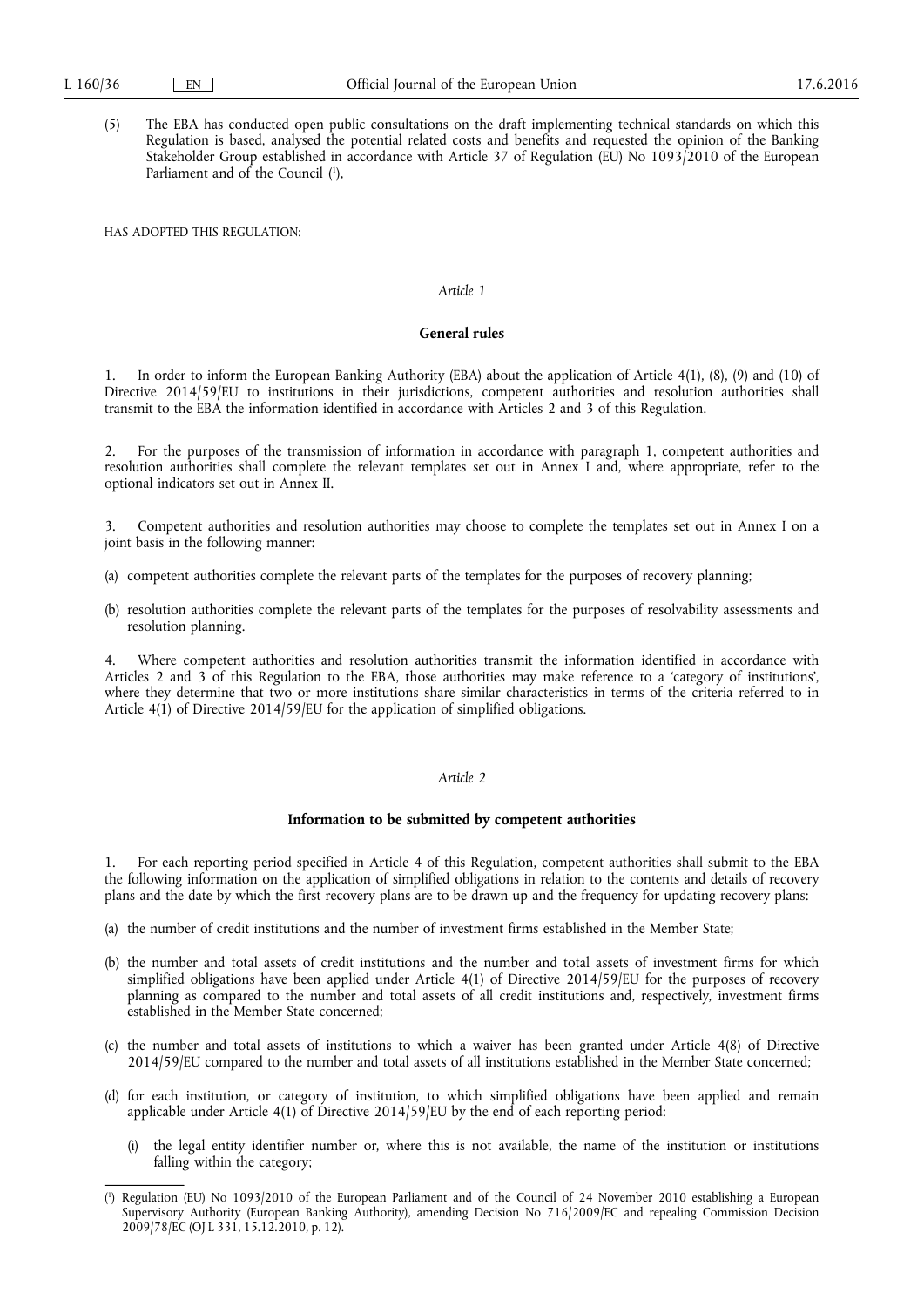(5) The EBA has conducted open public consultations on the draft implementing technical standards on which this Regulation is based, analysed the potential related costs and benefits and requested the opinion of the Banking Stakeholder Group established in accordance with Article 37 of Regulation (EU) No 1093/2010 of the European Parliament and of the Council [1],

HAS ADOPTED THIS REGULATION:

*Article 1*

**General rules**

1. In order to inform the European Banking Authority (EBA) about the application of Article 4(1), (8), (9) and (10) of Directive 2014/59/EU to institutions in their jurisdictions, competent authorities and resolution authorities shall transmit to the EBA the information identified in accordance with Articles 2 and 3 of this Regulation.

2. For the purposes of the transmission of information in accordance with paragraph 1, competent authorities and resolution authorities shall complete the relevant templates set out in Annex I and, where appropriate, refer to the optional indicators set out in Annex II.

3. Competent authorities and resolution authorities may choose to complete the templates set out in Annex I on a joint basis in the following manner:

(a) competent authorities complete the relevant parts of the templates for the purposes of recovery planning;

(b) resolution authorities complete the relevant parts of the templates for the purposes of resolvability assessments and resolution planning.

4. Where competent authorities and resolution authorities transmit the information identified in accordance with Articles 2 and 3 of this Regulation to the EBA, those authorities may make reference to a 'category of institutions', where they determine that two or more institutions share similar characteristics in terms of the criteria referred to in Article 4(1) of Directive 2014/59/EU for the application of simplified obligations.

*Article 2*

**Information to be submitted by competent authorities**

1. For each reporting period specified in Article 4 of this Regulation, competent authorities shall submit to the EBA the following information on the application of simplified obligations in relation to the contents and details of recovery plans and the date by which the first recovery plans are to be drawn up and the frequency for updating recovery plans:

(a) the number of credit institutions and the number of investment firms established in the Member State;

(b) the number and total assets of credit institutions and the number and total assets of investment firms for which simplified obligations have been applied under Article 4(1) of Directive 2014/59/EU for the purposes of recovery planning as compared to the number and total assets of all credit institutions and, respectively, investment firms established in the Member State concerned;

(c) the number and total assets of institutions to which a waiver has been granted under Article 4(8) of Directive 2014/59/EU compared to the number and total assets of all institutions established in the Member State concerned;

(d) for each institution, or category of institution, to which simplified obligations have been applied and remain applicable under Article 4(1) of Directive 2014/59/EU by the end of each reporting period:

(i) the legal entity identifier number or, where this is not available, the name of the institution or institutions falling within the category;

[1] Regulation (EU) No 1093/2010 of the European Parliament and of the Council of 24 November 2010 establishing a European Supervisory Authority (European Banking Authority), amending Decision No 716/2009/EC and repealing Commission Decision 2009/78/EC (OJ L 331, 15.12.2010, p. 12).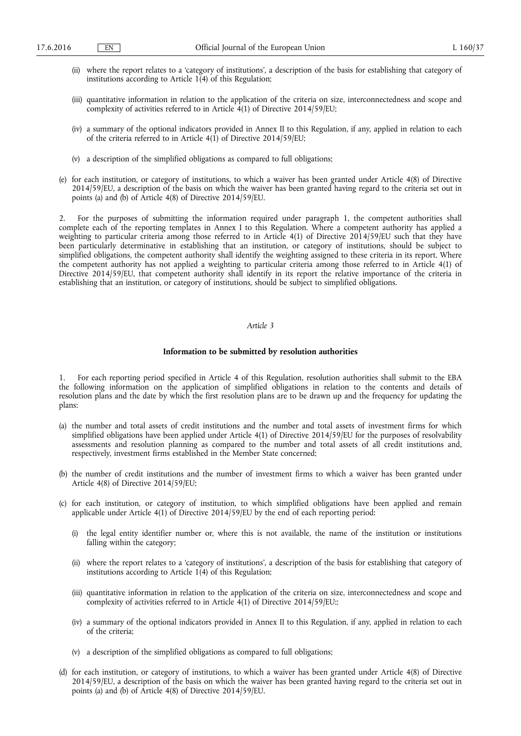(ii) where the report relates to a 'category of institutions', a description of the basis for establishing that category of institutions according to Article 1(4) of this Regulation;

(iii) quantitative information in relation to the application of the criteria on size, interconnectedness and scope and complexity of activities referred to in Article 4(1) of Directive 2014/59/EU;

(iv) a summary of the optional indicators provided in Annex II to this Regulation, if any, applied in relation to each of the criteria referred to in Article 4(1) of Directive 2014/59/EU;

(v) a description of the simplified obligations as compared to full obligations;

(e) for each institution, or category of institutions, to which a waiver has been granted under Article 4(8) of Directive 2014/59/EU, a description of the basis on which the waiver has been granted having regard to the criteria set out in points (a) and (b) of Article 4(8) of Directive 2014/59/EU.

2. For the purposes of submitting the information required under paragraph 1, the competent authorities shall complete each of the reporting templates in Annex I to this Regulation. Where a competent authority has applied a weighting to particular criteria among those referred to in Article 4(1) of Directive 2014/59/EU such that they have been particularly determinative in establishing that an institution, or category of institutions, should be subject to simplified obligations, the competent authority shall identify the weighting assigned to these criteria in its report. Where the competent authority has not applied a weighting to particular criteria among those referred to in Article 4(1) of Directive 2014/59/EU, that competent authority shall identify in its report the relative importance of the criteria in establishing that an institution, or category of institutions, should be subject to simplified obligations.

*Article 3*

**Information to be submitted by resolution authorities**

1. For each reporting period specified in Article 4 of this Regulation, resolution authorities shall submit to the EBA the following information on the application of simplified obligations in relation to the contents and details of resolution plans and the date by which the first resolution plans are to be drawn up and the frequency for updating the plans:

(a) the number and total assets of credit institutions and the number and total assets of investment firms for which simplified obligations have been applied under Article 4(1) of Directive 2014/59/EU for the purposes of resolvability assessments and resolution planning as compared to the number and total assets of all credit institutions and, respectively, investment firms established in the Member State concerned;

(b) the number of credit institutions and the number of investment firms to which a waiver has been granted under Article 4(8) of Directive 2014/59/EU;

(c) for each institution, or category of institution, to which simplified obligations have been applied and remain applicable under Article 4(1) of Directive 2014/59/EU by the end of each reporting period:

(i) the legal entity identifier number or, where this is not available, the name of the institution or institutions falling within the category;

(ii) where the report relates to a 'category of institutions', a description of the basis for establishing that category of institutions according to Article 1(4) of this Regulation;

(iii) quantitative information in relation to the application of the criteria on size, interconnectedness and scope and complexity of activities referred to in Article 4(1) of Directive 2014/59/EU:;

(iv) a summary of the optional indicators provided in Annex II to this Regulation, if any, applied in relation to each of the criteria;

(v) a description of the simplified obligations as compared to full obligations;

(d) for each institution, or category of institutions, to which a waiver has been granted under Article 4(8) of Directive 2014/59/EU, a description of the basis on which the waiver has been granted having regard to the criteria set out in points (a) and (b) of Article 4(8) of Directive 2014/59/EU.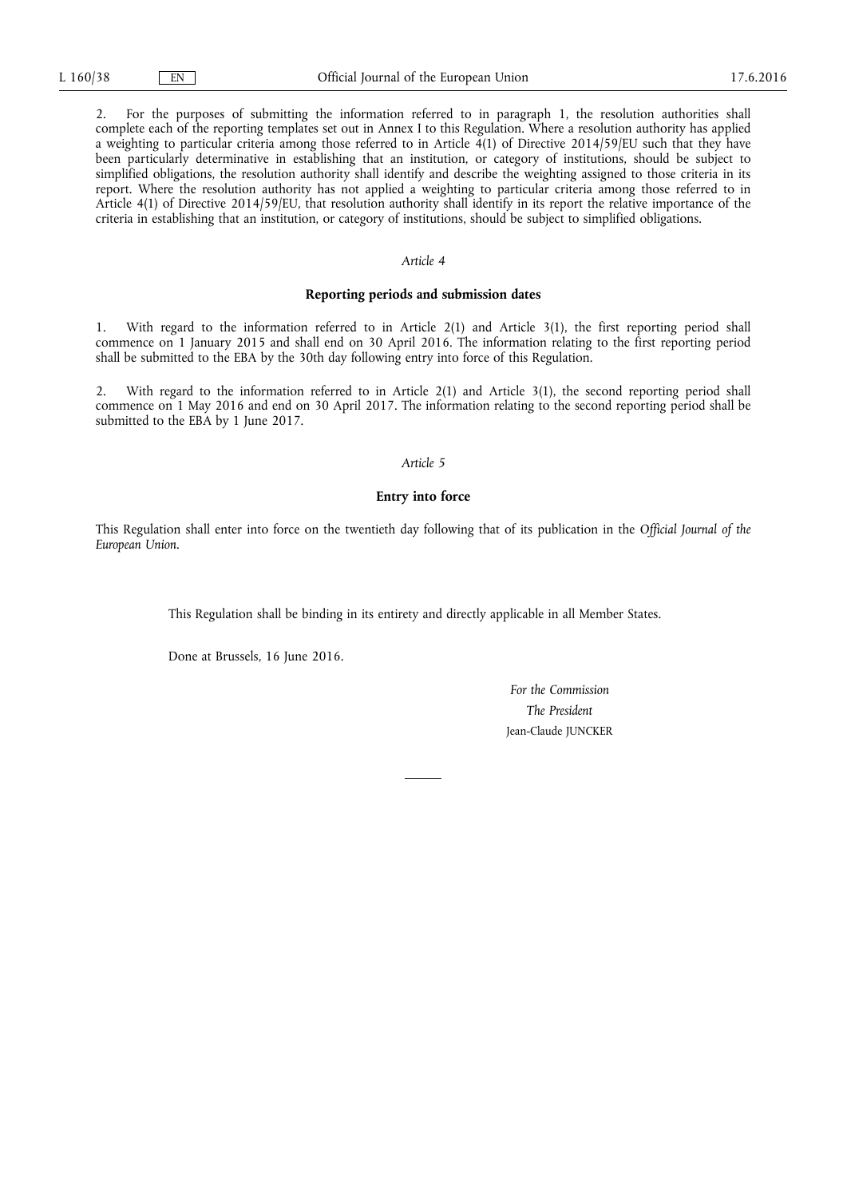2. For the purposes of submitting the information referred to in paragraph 1, the resolution authorities shall complete each of the reporting templates set out in Annex I to this Regulation. Where a resolution authority has applied a weighting to particular criteria among those referred to in Article 4(1) of Directive 2014/59/EU such that they have been particularly determinative in establishing that an institution, or category of institutions, should be subject to simplified obligations, the resolution authority shall identify and describe the weighting assigned to those criteria in its report. Where the resolution authority has not applied a weighting to particular criteria among those referred to in Article 4(1) of Directive 2014/59/EU, that resolution authority shall identify in its report the relative importance of the criteria in establishing that an institution, or category of institutions, should be subject to simplified obligations.

*Article 4*

**Reporting periods and submission dates**

1. With regard to the information referred to in Article 2(1) and Article 3(1), the first reporting period shall commence on 1 January 2015 and shall end on 30 April 2016. The information relating to the first reporting period shall be submitted to the EBA by the 30th day following entry into force of this Regulation.

2. With regard to the information referred to in Article 2(1) and Article 3(1), the second reporting period shall commence on 1 May 2016 and end on 30 April 2017. The information relating to the second reporting period shall be submitted to the EBA by 1 June 2017.

*Article 5*

**Entry into force**

This Regulation shall enter into force on the twentieth day following that of its publication in the *Official Journal of the European Union*.

This Regulation shall be binding in its entirety and directly applicable in all Member States.

Done at Brussels, 16 June 2016.

*For the Commission*

*The President*

Jean-Claude JUNCKER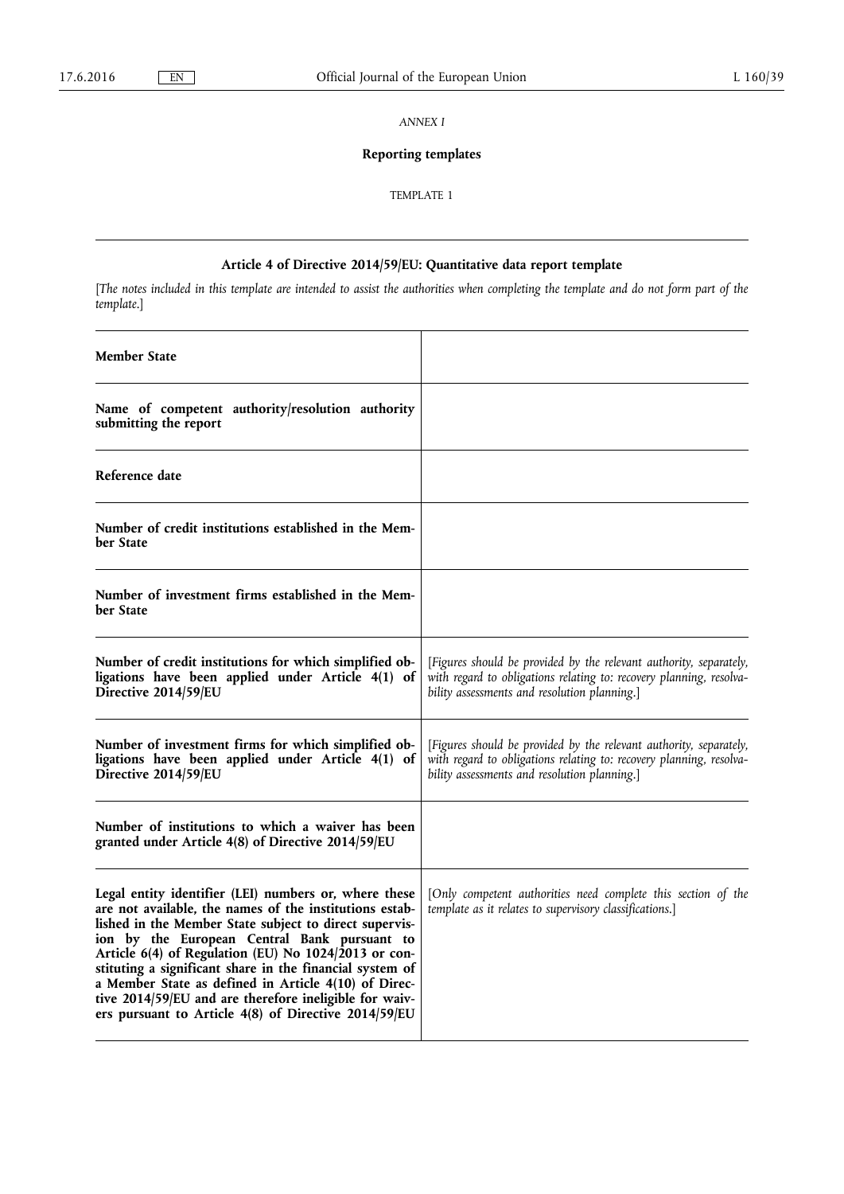*ANNEX I*

## Reporting templates

TEMPLATE 1

### Article 4 of Directive 2014/59/EU: Quantitative data report template

[*The notes included in this template are intended to assist the authorities when completing the template and do not form part of the template.*]

| | |
|---|---|
| **Member State** | |
| **Name of competent authority/resolution authority submitting the report** | |
| **Reference date** | |
| **Number of credit institutions established in the Member State** | |
| **Number of investment firms established in the Member State** | |
| **Number of credit institutions for which simplified obligations have been applied under Article 4(1) of Directive 2014/59/EU** | [*Figures should be provided by the relevant authority, separately, with regard to obligations relating to: recovery planning, resolvability assessments and resolution planning.*] |
| **Number of investment firms for which simplified obligations have been applied under Article 4(1) of Directive 2014/59/EU** | [*Figures should be provided by the relevant authority, separately, with regard to obligations relating to: recovery planning, resolvability assessments and resolution planning.*] |
| **Number of institutions to which a waiver has been granted under Article 4(8) of Directive 2014/59/EU** | |
| **Legal entity identifier (LEI) numbers or, where these are not available, the names of the institutions established in the Member State subject to direct supervision by the European Central Bank pursuant to Article 6(4) of Regulation (EU) No 1024/2013 or constituting a significant share in the financial system of a Member State as defined in Article 4(10) of Directive 2014/59/EU and are therefore ineligible for waivers pursuant to Article 4(8) of Directive 2014/59/EU** | [*Only competent authorities need complete this section of the template as it relates to supervisory classifications.*] |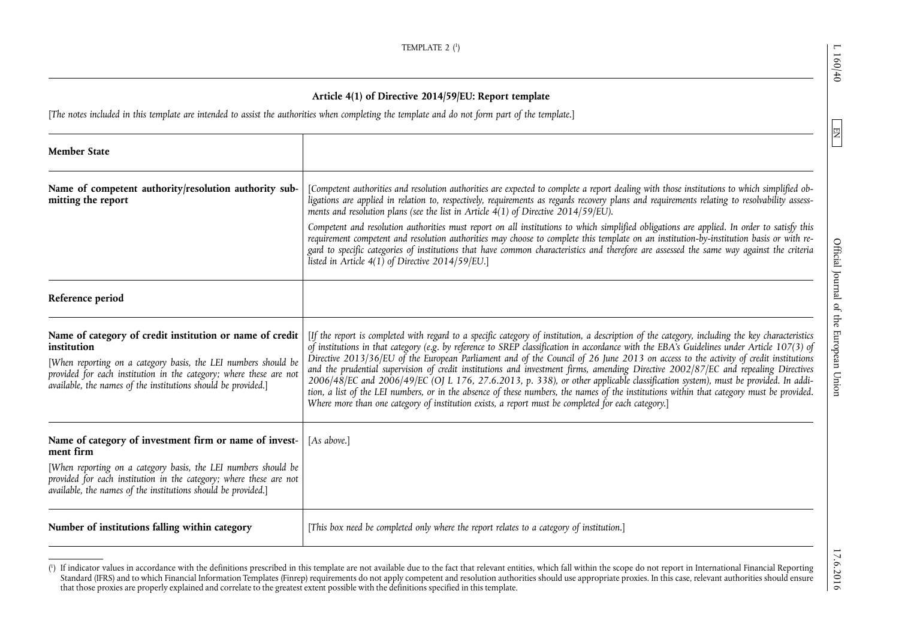TEMPLATE 2 [1]

## Article 4(1) of Directive 2014/59/EU: Report template

*[The notes included in this template are intended to assist the authorities when completing the template and do not form part of the template.]*

| | |
|---|---|
| **Member State** | |
| **Name of competent authority/resolution authority submitting the report** | *[Competent authorities and resolution authorities are expected to complete a report dealing with those institutions to which simplified obligations are applied in relation to, respectively, requirements as regards recovery plans and requirements relating to resolvability assessments and resolution plans (see the list in Article 4(1) of Directive 2014/59/EU).*<br><br>*Competent and resolution authorities must report on all institutions to which simplified obligations are applied. In order to satisfy this requirement competent and resolution authorities may choose to complete this template on an institution-by-institution basis or with regard to specific categories of institutions that have common characteristics and therefore are assessed the same way against the criteria listed in Article 4(1) of Directive 2014/59/EU.]* |
| **Reference period** | |
| **Name of category of credit institution or name of credit institution**<br><br>*[When reporting on a category basis, the LEI numbers should be provided for each institution in the category; where these are not available, the names of the institutions should be provided.]* | *[If the report is completed with regard to a specific category of institution, a description of the category, including the key characteristics of institutions in that category (e.g. by reference to SREP classification in accordance with the EBA's Guidelines under Article 107(3) of Directive 2013/36/EU of the European Parliament and of the Council of 26 June 2013 on access to the activity of credit institutions and the prudential supervision of credit institutions and investment firms, amending Directive 2002/87/EC and repealing Directives 2006/48/EC and 2006/49/EC (OJ L 176, 27.6.2013, p. 338), or other applicable classification system), must be provided. In addition, a list of the LEI numbers, or in the absence of these numbers, the names of the institutions within that category must be provided. Where more than one category of institution exists, a report must be completed for each category.]* |
| **Name of category of investment firm or name of investment firm**<br><br>*[When reporting on a category basis, the LEI numbers should be provided for each institution in the category; where these are not available, the names of the institutions should be provided.]* | *[As above.]* |
| **Number of institutions falling within category** | *[This box need be completed only where the report relates to a category of institution.]* |

[1] If indicator values in accordance with the definitions prescribed in this template are not available due to the fact that relevant entities, which fall within the scope do not report in International Financial Reporting Standard (IFRS) and to which Financial Information Templates (Finrep) requirements do not apply competent and resolution authorities should use appropriate proxies. In this case, relevant authorities should ensure that those proxies are properly explained and correlate to the greatest extent possible with the definitions specified in this template.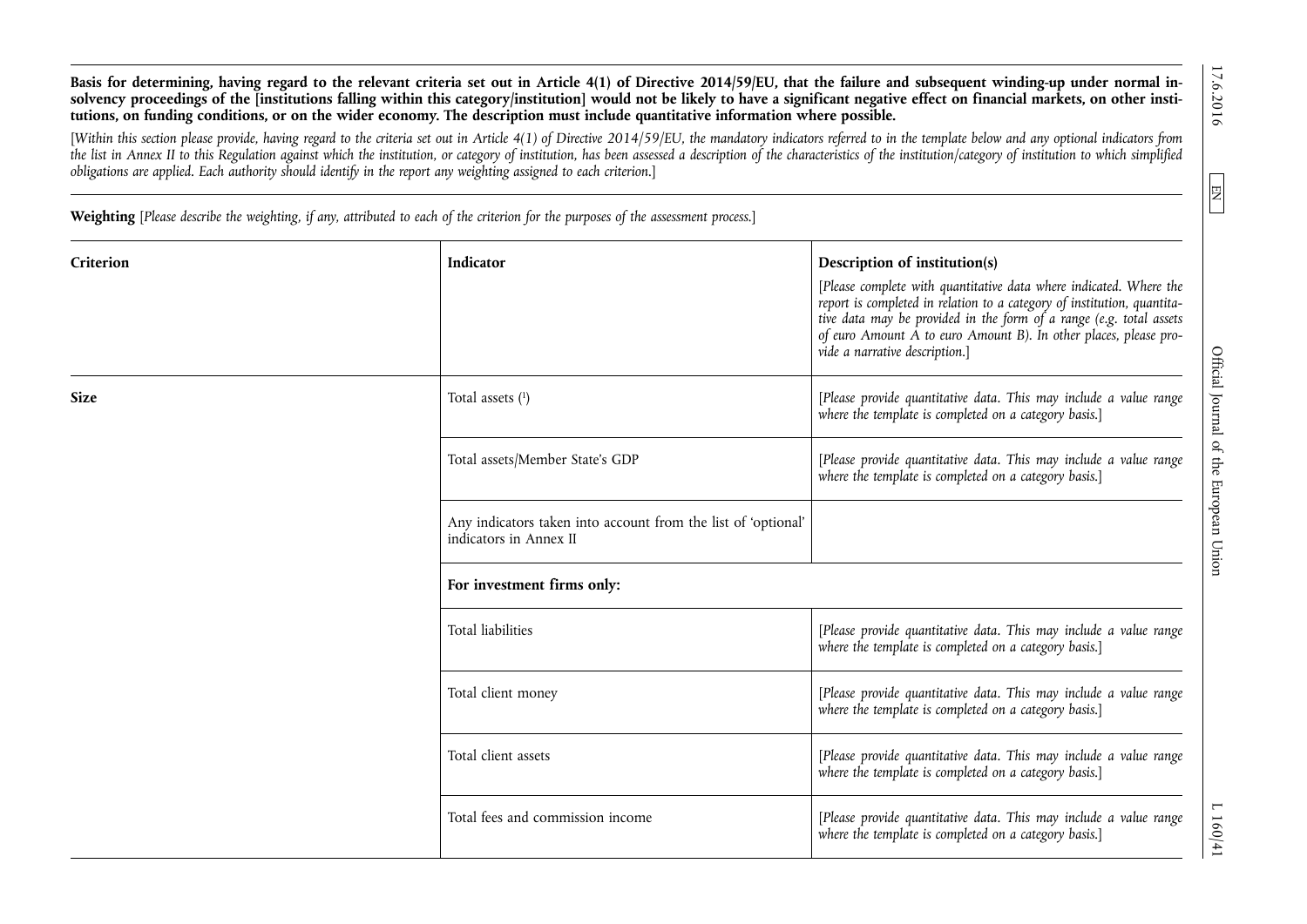**Basis for determining, having regard to the relevant criteria set out in Article 4(1) of Directive 2014/59/EU, that the failure and subsequent winding-up under normal insolvency proceedings of the [institutions falling within this category/institution] would not be likely to have a significant negative effect on financial markets, on other institutions, on funding conditions, or on the wider economy. The description must include quantitative information where possible.**

*[Within this section please provide, having regard to the criteria set out in Article 4(1) of Directive 2014/59/EU, the mandatory indicators referred to in the template below and any optional indicators from the list in Annex II to this Regulation against which the institution, or category of institution, has been assessed a description of the characteristics of the institution/category of institution to which simplified obligations are applied. Each authority should identify in the report any weighting assigned to each criterion.]*

**Weighting** *[Please describe the weighting, if any, attributed to each of the criterion for the purposes of the assessment process.]*

| **Criterion** | **Indicator** | **Description of institution(s)** *[Please complete with quantitative data where indicated. Where the report is completed in relation to a category of institution, quantitative data may be provided in the form of a range (e.g. total assets of euro Amount A to euro Amount B). In other places, please provide a narrative description.]* |
|---|---|---|
| **Size** | Total assets [1] | *[Please provide quantitative data. This may include a value range where the template is completed on a category basis.]* |
| | Total assets/Member State's GDP | *[Please provide quantitative data. This may include a value range where the template is completed on a category basis.]* |
| | Any indicators taken into account from the list of 'optional' indicators in Annex II | |
| | **For investment firms only:** | |
| | Total liabilities | *[Please provide quantitative data. This may include a value range where the template is completed on a category basis.]* |
| | Total client money | *[Please provide quantitative data. This may include a value range where the template is completed on a category basis.]* |
| | Total client assets | *[Please provide quantitative data. This may include a value range where the template is completed on a category basis.]* |
| | Total fees and commission income | *[Please provide quantitative data. This may include a value range where the template is completed on a category basis.]* |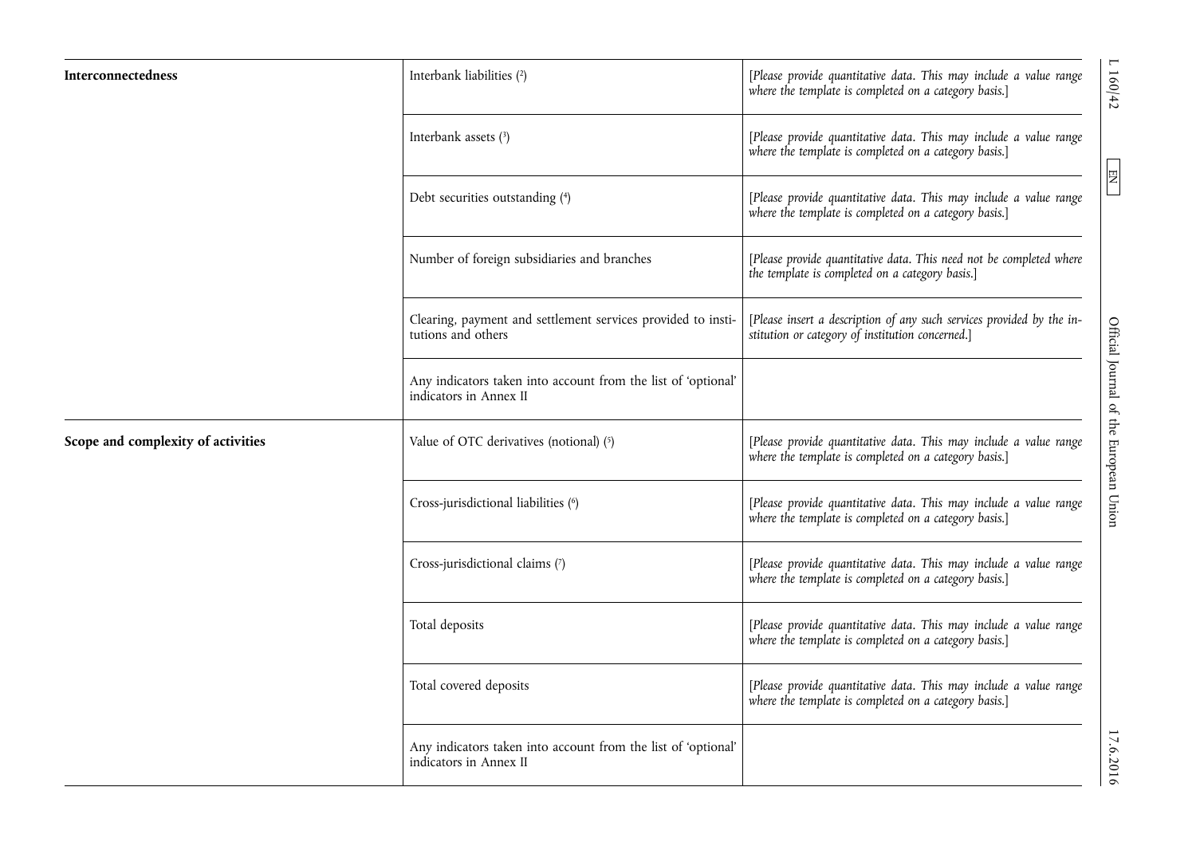| | | |
|---|---|---|
| **Interconnectedness** | Interbank liabilities [2] | *[Please provide quantitative data. This may include a value range where the template is completed on a category basis.]* |
| | Interbank assets [3] | *[Please provide quantitative data. This may include a value range where the template is completed on a category basis.]* |
| | Debt securities outstanding [4] | *[Please provide quantitative data. This may include a value range where the template is completed on a category basis.]* |
| | Number of foreign subsidiaries and branches | *[Please provide quantitative data. This need not be completed where the template is completed on a category basis.]* |
| | Clearing, payment and settlement services provided to institutions and others | *[Please insert a description of any such services provided by the institution or category of institution concerned.]* |
| | Any indicators taken into account from the list of 'optional' indicators in Annex II | |
| **Scope and complexity of activities** | Value of OTC derivatives (notional) [5] | *[Please provide quantitative data. This may include a value range where the template is completed on a category basis.]* |
| | Cross-jurisdictional liabilities [6] | *[Please provide quantitative data. This may include a value range where the template is completed on a category basis.]* |
| | Cross-jurisdictional claims [7] | *[Please provide quantitative data. This may include a value range where the template is completed on a category basis.]* |
| | Total deposits | *[Please provide quantitative data. This may include a value range where the template is completed on a category basis.]* |
| | Total covered deposits | *[Please provide quantitative data. This may include a value range where the template is completed on a category basis.]* |
| | Any indicators taken into account from the list of 'optional' indicators in Annex II | |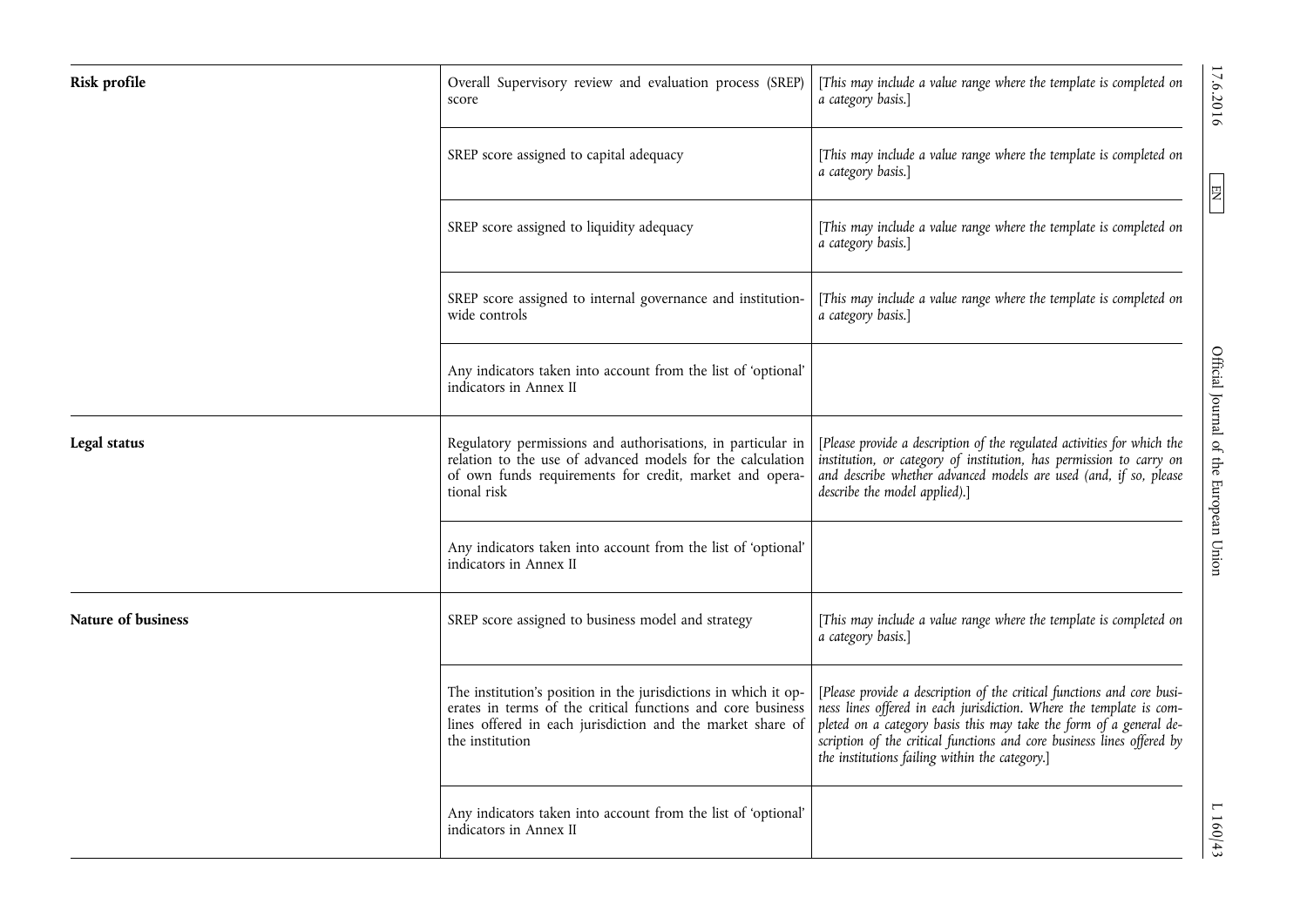| | | |
|---|---|---|
| **Risk profile** | Overall Supervisory review and evaluation process (SREP) score | *[This may include a value range where the template is completed on a category basis.]* |
| | SREP score assigned to capital adequacy | *[This may include a value range where the template is completed on a category basis.]* |
| | SREP score assigned to liquidity adequacy | *[This may include a value range where the template is completed on a category basis.]* |
| | SREP score assigned to internal governance and institution-wide controls | *[This may include a value range where the template is completed on a category basis.]* |
| | Any indicators taken into account from the list of 'optional' indicators in Annex II | |
| **Legal status** | Regulatory permissions and authorisations, in particular in relation to the use of advanced models for the calculation of own funds requirements for credit, market and operational risk | *[Please provide a description of the regulated activities for which the institution, or category of institution, has permission to carry on and describe whether advanced models are used (and, if so, please describe the model applied).]* |
| | Any indicators taken into account from the list of 'optional' indicators in Annex II | |
| **Nature of business** | SREP score assigned to business model and strategy | *[This may include a value range where the template is completed on a category basis.]* |
| | The institution's position in the jurisdictions in which it operates in terms of the critical functions and core business lines offered in each jurisdiction and the market share of the institution | *[Please provide a description of the critical functions and core business lines offered in each jurisdiction. Where the template is completed on a category basis this may take the form of a general description of the critical functions and core business lines offered by the institutions failing within the category.]* |
| | Any indicators taken into account from the list of 'optional' indicators in Annex II | |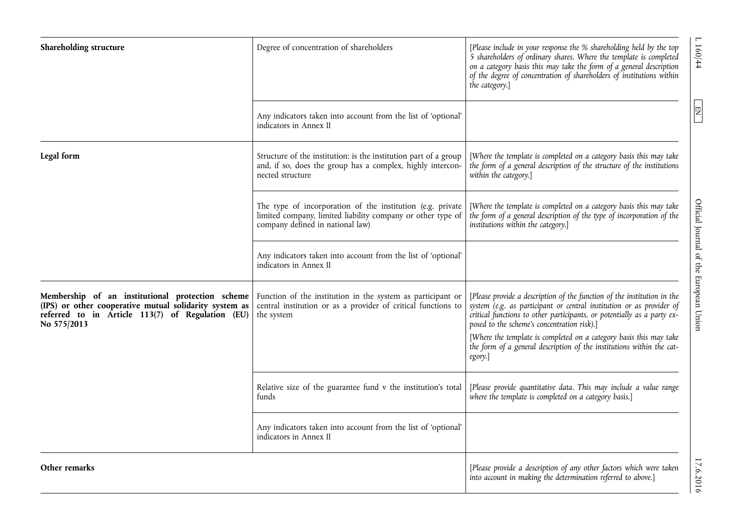| | | |
|---|---|---|
| **Shareholding structure** | Degree of concentration of shareholders | *[Please include in your response the % shareholding held by the top 5 shareholders of ordinary shares. Where the template is completed on a category basis this may take the form of a general description of the degree of concentration of shareholders of institutions within the category.]* |
| | Any indicators taken into account from the list of 'optional' indicators in Annex II | |
| **Legal form** | Structure of the institution: is the institution part of a group and, if so, does the group has a complex, highly interconnected structure | *[Where the template is completed on a category basis this may take the form of a general description of the structure of the institutions within the category.]* |
| | The type of incorporation of the institution (e.g. private limited company, limited liability company or other type of company defined in national law) | *[Where the template is completed on a category basis this may take the form of a general description of the type of incorporation of the institutions within the category.]* |
| | Any indicators taken into account from the list of 'optional' indicators in Annex II | |
| **Membership of an institutional protection scheme (IPS) or other cooperative mutual solidarity system as referred to in Article 113(7) of Regulation (EU) No 575/2013** | Function of the institution in the system as participant or central institution or as a provider of critical functions to the system | *[Please provide a description of the function of the institution in the system (e.g. as participant or central institution or as provider of critical functions to other participants, or potentially as a party exposed to the scheme's concentration risk).]* <br> *[Where the template is completed on a category basis this may take the form of a general description of the institutions within the category.]* |
| | Relative size of the guarantee fund v the institution's total funds | *[Please provide quantitative data. This may include a value range where the template is completed on a category basis.]* |
| | Any indicators taken into account from the list of 'optional' indicators in Annex II | |
| **Other remarks** | | *[Please provide a description of any other factors which were taken into account in making the determination referred to above.]* |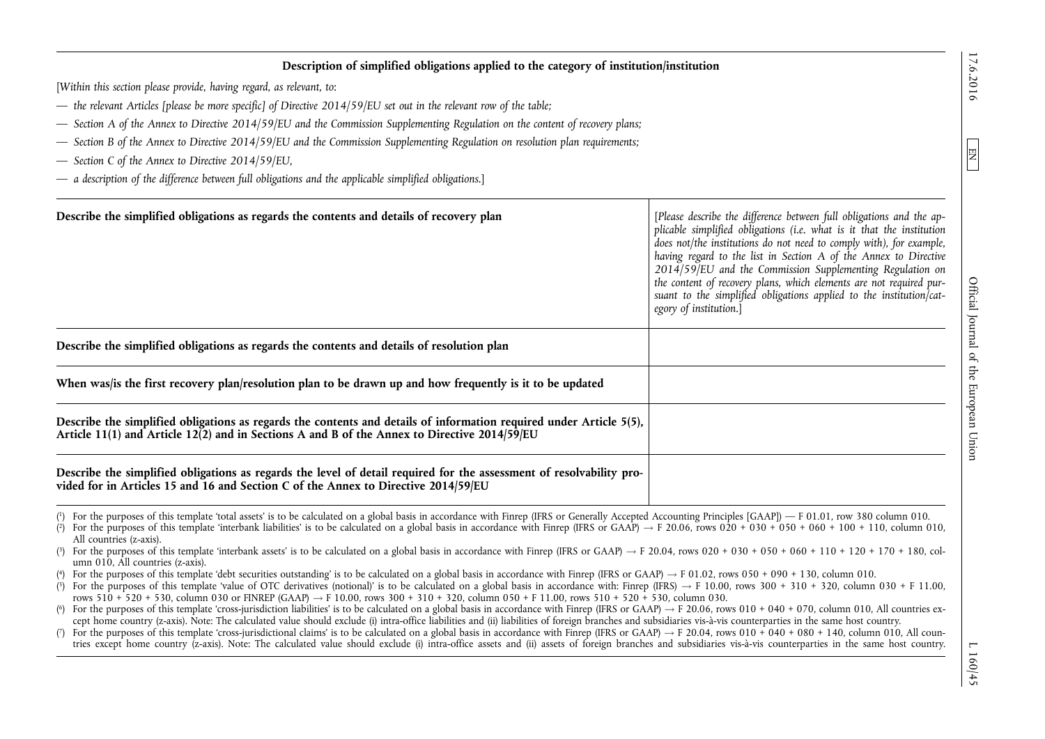**Description of simplified obligations applied to the category of institution/institution**

*[Within this section please provide, having regard, as relevant, to:*

— *the relevant Articles [please be more specific] of Directive 2014/59/EU set out in the relevant row of the table;*

— *Section A of the Annex to Directive 2014/59/EU and the Commission Supplementing Regulation on the content of recovery plans;*

— *Section B of the Annex to Directive 2014/59/EU and the Commission Supplementing Regulation on resolution plan requirements;*

— *Section C of the Annex to Directive 2014/59/EU,*

— *a description of the difference between full obligations and the applicable simplified obligations.]*

| | |
|---|---|
| **Describe the simplified obligations as regards the contents and details of recovery plan** | *[Please describe the difference between full obligations and the applicable simplified obligations (i.e. what is it that the institution does not/the institutions do not need to comply with), for example, having regard to the list in Section A of the Annex to Directive 2014/59/EU and the Commission Supplementing Regulation on the content of recovery plans, which elements are not required pursuant to the simplified obligations applied to the institution/category of institution.]* |
| **Describe the simplified obligations as regards the contents and details of resolution plan** | |
| **When was/is the first recovery plan/resolution plan to be drawn up and how frequently is it to be updated** | |
| **Describe the simplified obligations as regards the contents and details of information required under Article 5(5), Article 11(1) and Article 12(2) and in Sections A and B of the Annex to Directive 2014/59/EU** | |
| **Describe the simplified obligations as regards the level of detail required for the assessment of resolvability provided for in Articles 15 and 16 and Section C of the Annex to Directive 2014/59/EU** | |

(1) For the purposes of this template 'total assets' is to be calculated on a global basis in accordance with Finrep (IFRS or Generally Accepted Accounting Principles [GAAP]) — F 01.01, row 380 column 010.

(2) For the purposes of this template 'interbank liabilities' is to be calculated on a global basis in accordance with Finrep (IFRS or GAAP) → F 20.06, rows 020 + 030 + 050 + 060 + 100 + 110, column 010, All countries (z-axis).

(3) For the purposes of this template 'interbank assets' is to be calculated on a global basis in accordance with Finrep (IFRS or GAAP) → F 20.04, rows 020 + 030 + 050 + 060 + 110 + 120 + 170 + 180, column 010, All countries (z-axis).

(4) For the purposes of this template 'debt securities outstanding' is to be calculated on a global basis in accordance with Finrep (IFRS or GAAP) → F 01.02, rows 050 + 090 + 130, column 010.

(5) For the purposes of this template 'value of OTC derivatives (notional)' is to be calculated on a global basis in accordance with: Finrep (IFRS) → F 10.00, rows 300 + 310 + 320, column 030 + F 11.00, rows 510 + 520 + 530, column 030 or FINREP (GAAP) → F 10.00, rows 300 + 310 + 320, column 050 + F 11.00, rows 510 + 520 + 530, column 030.

(6) For the purposes of this template 'cross-jurisdiction liabilities' is to be calculated on a global basis in accordance with Finrep (IFRS or GAAP) → F 20.06, rows 010 + 040 + 070, column 010, All countries except home country (z-axis). Note: The calculated value should exclude (i) intra-office liabilities and (ii) liabilities of foreign branches and subsidiaries vis-à-vis counterparties in the same host country.

(7) For the purposes of this template 'cross-jurisdictional claims' is to be calculated on a global basis in accordance with Finrep (IFRS or GAAP) → F 20.04, rows 010 + 040 + 080 + 140, column 010, All countries except home country (z-axis). Note: The calculated value should exclude (i) intra-office assets and (ii) assets of foreign branches and subsidiaries vis-à-vis counterparties in the same host country.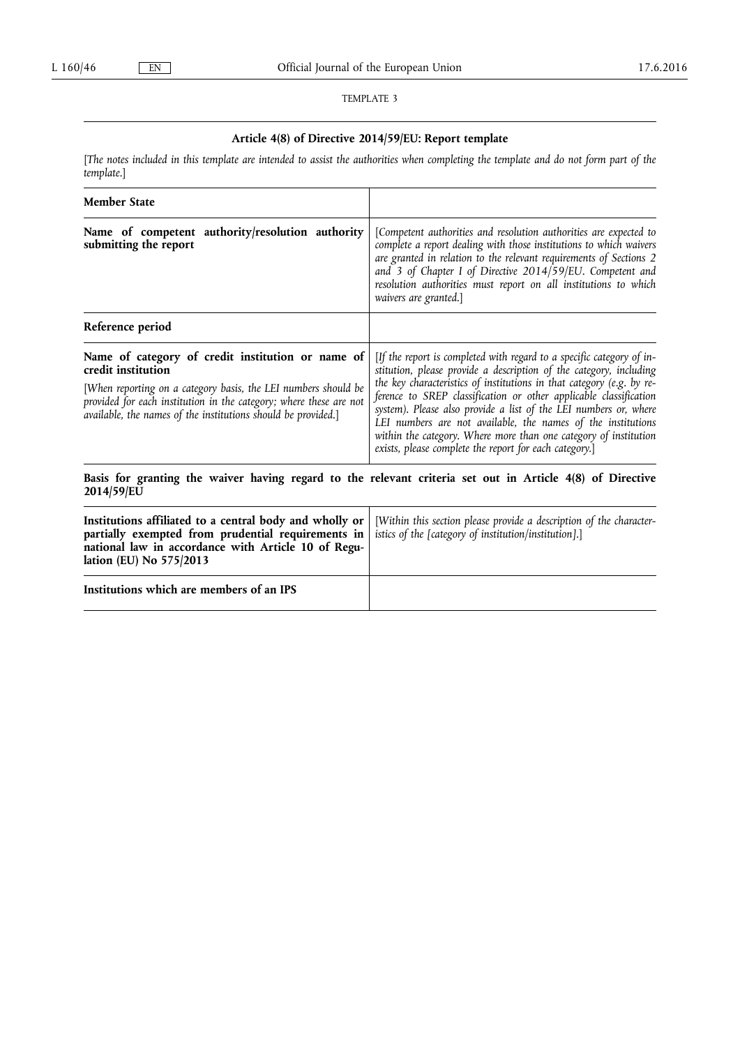TEMPLATE 3

## Article 4(8) of Directive 2014/59/EU: Report template

*[The notes included in this template are intended to assist the authorities when completing the template and do not form part of the template.]*

| **Member State** | |
|---|---|
| **Name of competent authority/resolution authority submitting the report** | *[Competent authorities and resolution authorities are expected to complete a report dealing with those institutions to which waivers are granted in relation to the relevant requirements of Sections 2 and 3 of Chapter I of Directive 2014/59/EU. Competent and resolution authorities must report on all institutions to which waivers are granted.]* |
| **Reference period** | |
| **Name of category of credit institution or name of credit institution** *[When reporting on a category basis, the LEI numbers should be provided for each institution in the category; where these are not available, the names of the institutions should be provided.]* | *[If the report is completed with regard to a specific category of institution, please provide a description of the category, including the key characteristics of institutions in that category (e.g. by reference to SREP classification or other applicable classification system). Please also provide a list of the LEI numbers or, where LEI numbers are not available, the names of the institutions within the category. Where more than one category of institution exists, please complete the report for each category.]* |

**Basis for granting the waiver having regard to the relevant criteria set out in Article 4(8) of Directive 2014/59/EU**

| **Institutions affiliated to a central body and wholly or partially exempted from prudential requirements in national law in accordance with Article 10 of Regulation (EU) No 575/2013** | *[Within this section please provide a description of the characteristics of the [category of institution/institution].]* |
|---|---|
| **Institutions which are members of an IPS** | |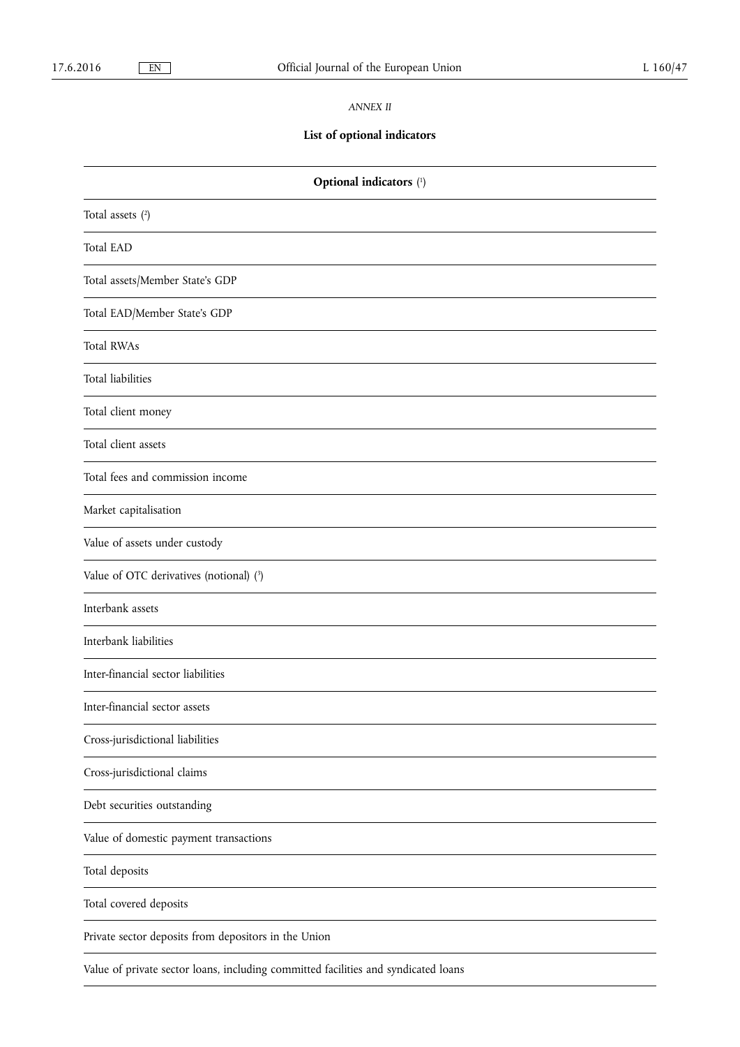*ANNEX II*

**List of optional indicators**

| **Optional indicators** [1] |
|---|
| Total assets [2] |
| Total EAD |
| Total assets/Member State's GDP |
| Total EAD/Member State's GDP |
| Total RWAs |
| Total liabilities |
| Total client money |
| Total client assets |
| Total fees and commission income |
| Market capitalisation |
| Value of assets under custody |
| Value of OTC derivatives (notional) [3] |
| Interbank assets |
| Interbank liabilities |
| Inter-financial sector liabilities |
| Inter-financial sector assets |
| Cross-jurisdictional liabilities |
| Cross-jurisdictional claims |
| Debt securities outstanding |
| Value of domestic payment transactions |
| Total deposits |
| Total covered deposits |
| Private sector deposits from depositors in the Union |
| Value of private sector loans, including committed facilities and syndicated loans |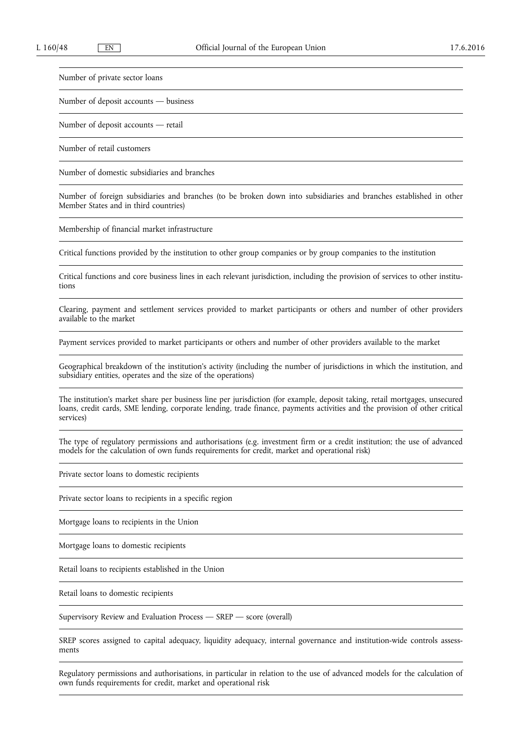| |
|---|
| Number of private sector loans |
| Number of deposit accounts — business |
| Number of deposit accounts — retail |
| Number of retail customers |
| Number of domestic subsidiaries and branches |
| Number of foreign subsidiaries and branches (to be broken down into subsidiaries and branches established in other Member States and in third countries) |
| Membership of financial market infrastructure |
| Critical functions provided by the institution to other group companies or by group companies to the institution |
| Critical functions and core business lines in each relevant jurisdiction, including the provision of services to other institutions |
| Clearing, payment and settlement services provided to market participants or others and number of other providers available to the market |
| Payment services provided to market participants or others and number of other providers available to the market |
| Geographical breakdown of the institution's activity (including the number of jurisdictions in which the institution, and subsidiary entities, operates and the size of the operations) |
| The institution's market share per business line per jurisdiction (for example, deposit taking, retail mortgages, unsecured loans, credit cards, SME lending, corporate lending, trade finance, payments activities and the provision of other critical services) |
| The type of regulatory permissions and authorisations (e.g. investment firm or a credit institution; the use of advanced models for the calculation of own funds requirements for credit, market and operational risk) |
| Private sector loans to domestic recipients |
| Private sector loans to recipients in a specific region |
| Mortgage loans to recipients in the Union |
| Mortgage loans to domestic recipients |
| Retail loans to recipients established in the Union |
| Retail loans to domestic recipients |
| Supervisory Review and Evaluation Process — SREP — score (overall) |
| SREP scores assigned to capital adequacy, liquidity adequacy, internal governance and institution-wide controls assessments |
| Regulatory permissions and authorisations, in particular in relation to the use of advanced models for the calculation of own funds requirements for credit, market and operational risk |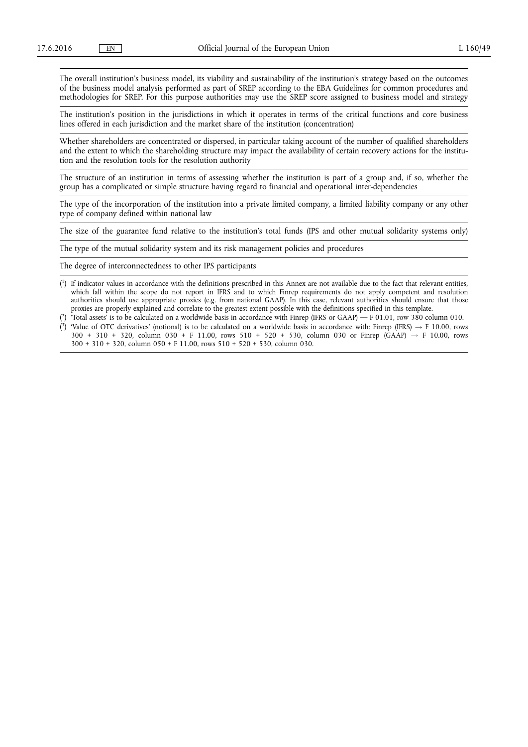| |
|---|
| The overall institution's business model, its viability and sustainability of the institution's strategy based on the outcomes of the business model analysis performed as part of SREP according to the EBA Guidelines for common procedures and methodologies for SREP. For this purpose authorities may use the SREP score assigned to business model and strategy |
| The institution's position in the jurisdictions in which it operates in terms of the critical functions and core business lines offered in each jurisdiction and the market share of the institution (concentration) |
| Whether shareholders are concentrated or dispersed, in particular taking account of the number of qualified shareholders and the extent to which the shareholding structure may impact the availability of certain recovery actions for the institution and the resolution tools for the resolution authority |
| The structure of an institution in terms of assessing whether the institution is part of a group and, if so, whether the group has a complicated or simple structure having regard to financial and operational inter-dependencies |
| The type of the incorporation of the institution into a private limited company, a limited liability company or any other type of company defined within national law |
| The size of the guarantee fund relative to the institution's total funds (IPS and other mutual solidarity systems only) |
| The type of the mutual solidarity system and its risk management policies and procedures |
| The degree of interconnectedness to other IPS participants |

(1) If indicator values in accordance with the definitions prescribed in this Annex are not available due to the fact that relevant entities, which fall within the scope do not report in IFRS and to which Finrep requirements do not apply competent and resolution authorities should use appropriate proxies (e.g. from national GAAP). In this case, relevant authorities should ensure that those proxies are properly explained and correlate to the greatest extent possible with the definitions specified in this template.

(2) 'Total assets' is to be calculated on a worldwide basis in accordance with Finrep (IFRS or GAAP) — F 01.01, row 380 column 010.

(3) 'Value of OTC derivatives' (notional) is to be calculated on a worldwide basis in accordance with: Finrep (IFRS) → F 10.00, rows 300 + 310 + 320, column 030 + F 11.00, rows 510 + 520 + 530, column 030 or Finrep (GAAP) → F 10.00, rows 300 + 310 + 320, column 050 + F 11.00, rows 510 + 520 + 530, column 030.